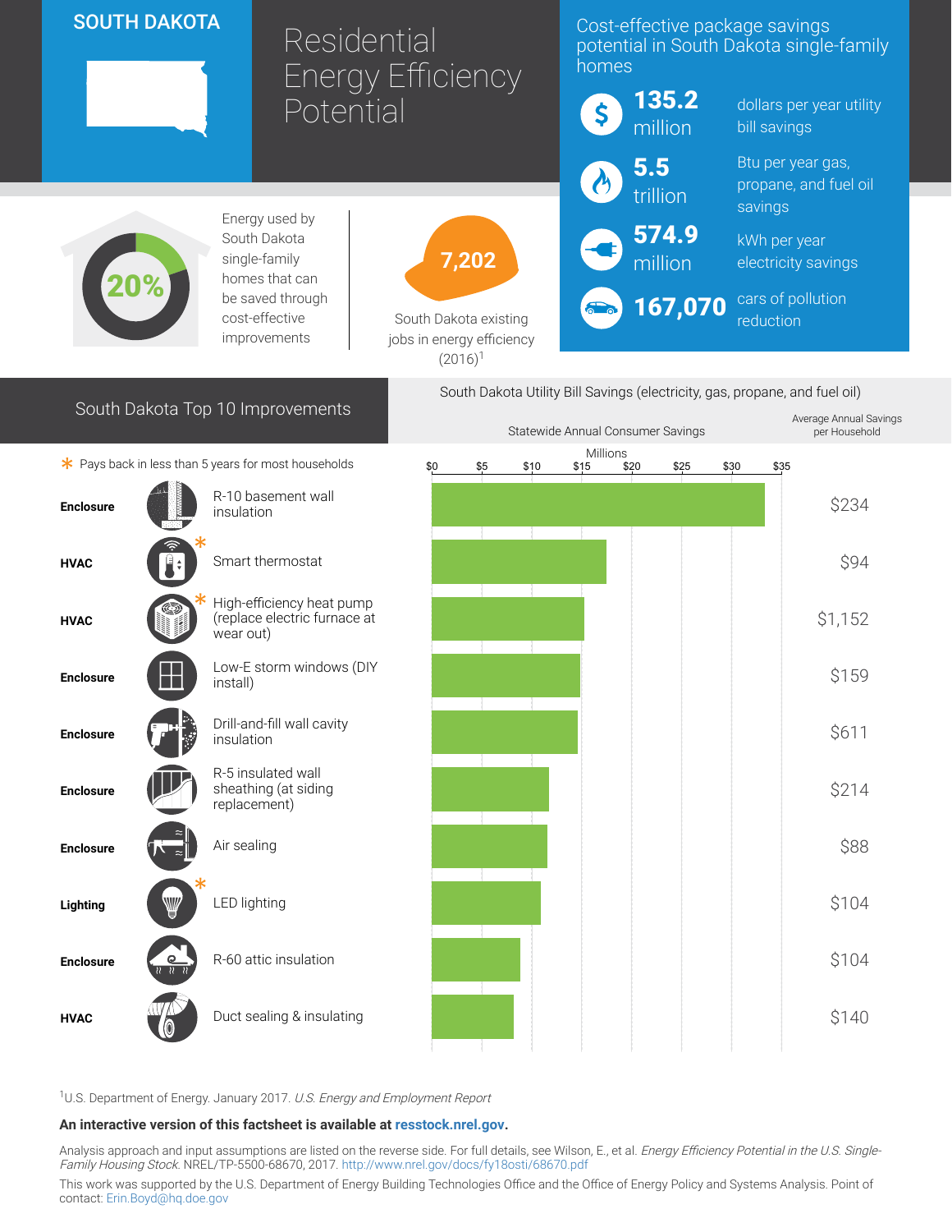# SOUTH DAKOTA

# Residential Energy Efficiency Potential

## Cost-effective package savings potential in South Dakota single-family homes

- **135.2 million** dollars per year utility bill savings
- **5.5 trillion** Btu per year gas, propane, and fuel oil savings
- **574.9 million** kWh per year electricity savings
- **167,070** cars of pollution reduction

**20%** Energy used by South Dakota single-family homes that can be saved through cost-effective improvements

**7,202** South Dakota existing jobs in energy efficiency (2016)[1]

## South Dakota Top 10 Improvements

\* Pays back in less than 5 years for most households

South Dakota Utility Bill Savings (electricity, gas, propane, and fuel oil)

| Category | Improvement | Statewide Annual Consumer Savings (Millions, approx. from chart) | Average Annual Savings per Household |
|---|---|---|---|
| Enclosure | R-10 basement wall insulation | ~$33 | $234 |
| HVAC | Smart thermostat * | ~$17 | $94 |
| HVAC | High-efficiency heat pump (replace electric furnace at wear out) * | ~$15 | $1,152 |
| Enclosure | Low-E storm windows (DIY install) | ~$15 | $159 |
| Enclosure | Drill-and-fill wall cavity insulation | ~$15 | $611 |
| Enclosure | R-5 insulated wall sheathing (at siding replacement) | ~$12 | $214 |
| Enclosure | Air sealing | ~$12 | $88 |
| Lighting | LED lighting * | ~$11 | $104 |
| Enclosure | R-60 attic insulation | ~$9 | $104 |
| HVAC | Duct sealing & insulating | ~$8 | $140 |

[1] U.S. Department of Energy. January 2017. *U.S. Energy and Employment Report*

**An interactive version of this factsheet is available at resstock.nrel.gov.**

Analysis approach and input assumptions are listed on the reverse side. For full details, see Wilson, E., et al. *Energy Efficiency Potential in the U.S. Single-Family Housing Stock*. NREL/TP-5500-68670, 2017. http://www.nrel.gov/docs/fy18osti/68670.pdf

This work was supported by the U.S. Department of Energy Building Technologies Office and the Office of Energy Policy and Systems Analysis. Point of contact: Erin.Boyd@hq.doe.gov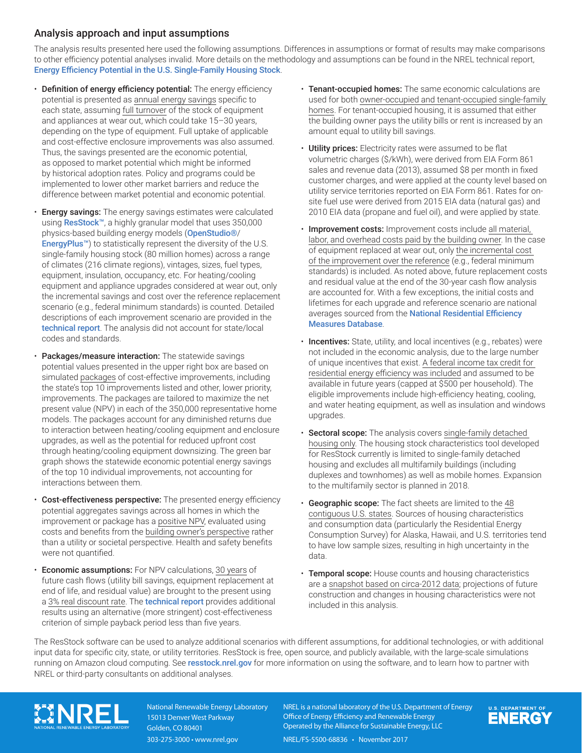## Analysis approach and input assumptions

The analysis results presented here used the following assumptions. Differences in assumptions or format of results may make comparisons to other efficiency potential analyses invalid. More details on the methodology and assumptions can be found in the NREL technical report, Energy Efficiency Potential in the U.S. Single-Family Housing Stock.

- **Definition of energy efficiency potential:** The energy efficiency potential is presented as annual energy savings specific to each state, assuming full turnover of the stock of equipment and appliances at wear out, which could take 15–30 years, depending on the type of equipment. Full uptake of applicable and cost-effective enclosure improvements was also assumed. Thus, the savings presented are the economic potential, as opposed to market potential which might be informed by historical adoption rates. Policy and programs could be implemented to lower other market barriers and reduce the difference between market potential and economic potential.
- **Energy savings:** The energy savings estimates were calculated using ResStock™, a highly granular model that uses 350,000 physics-based building energy models (OpenStudio®/EnergyPlus™) to statistically represent the diversity of the U.S. single-family housing stock (80 million homes) across a range of climates (216 climate regions), vintages, sizes, fuel types, equipment, insulation, occupancy, etc. For heating/cooling equipment and appliance upgrades considered at wear out, only the incremental savings and cost over the reference replacement scenario (e.g., federal minimum standards) is counted. Detailed descriptions of each improvement scenario are provided in the technical report. The analysis did not account for state/local codes and standards.
- **Packages/measure interaction:** The statewide savings potential values presented in the upper right box are based on simulated packages of cost-effective improvements, including the state's top 10 improvements listed and other, lower priority, improvements. The packages are tailored to maximize the net present value (NPV) in each of the 350,000 representative home models. The packages account for any diminished returns due to interaction between heating/cooling equipment and enclosure upgrades, as well as the potential for reduced upfront cost through heating/cooling equipment downsizing. The green bar graph shows the statewide economic potential energy savings of the top 10 individual improvements, not accounting for interactions between them.
- **Cost-effectiveness perspective:** The presented energy efficiency potential aggregates savings across all homes in which the improvement or package has a positive NPV, evaluated using costs and benefits from the building owner's perspective rather than a utility or societal perspective. Health and safety benefits were not quantified.
- **Economic assumptions:** For NPV calculations, 30 years of future cash flows (utility bill savings, equipment replacement at end of life, and residual value) are brought to the present using a 3% real discount rate. The technical report provides additional results using an alternative (more stringent) cost-effectiveness criterion of simple payback period less than five years.
- **Tenant-occupied homes:** The same economic calculations are used for both owner-occupied and tenant-occupied single-family homes. For tenant-occupied housing, it is assumed that either the building owner pays the utility bills or rent is increased by an amount equal to utility bill savings.
- **Utility prices:** Electricity rates were assumed to be flat volumetric charges ($/kWh), were derived from EIA Form 861 sales and revenue data (2013), assumed $8 per month in fixed customer charges, and were applied at the county level based on utility service territories reported on EIA Form 861. Rates for on-site fuel use were derived from 2015 EIA data (natural gas) and 2010 EIA data (propane and fuel oil), and were applied by state.
- **Improvement costs:** Improvement costs include all material, labor, and overhead costs paid by the building owner. In the case of equipment replaced at wear out, only the incremental cost of the improvement over the reference (e.g., federal minimum standards) is included. As noted above, future replacement costs and residual value at the end of the 30-year cash flow analysis are accounted for. With a few exceptions, the initial costs and lifetimes for each upgrade and reference scenario are national averages sourced from the National Residential Efficiency Measures Database.
- **Incentives:** State, utility, and local incentives (e.g., rebates) were not included in the economic analysis, due to the large number of unique incentives that exist. A federal income tax credit for residential energy efficiency was included and assumed to be available in future years (capped at $500 per household). The eligible improvements include high-efficiency heating, cooling, and water heating equipment, as well as insulation and windows upgrades.
- **Sectoral scope:** The analysis covers single-family detached housing only. The housing stock characteristics tool developed for ResStock currently is limited to single-family detached housing and excludes all multifamily buildings (including duplexes and townhomes) as well as mobile homes. Expansion to the multifamily sector is planned in 2018.
- **Geographic scope:** The fact sheets are limited to the 48 contiguous U.S. states. Sources of housing characteristics and consumption data (particularly the Residential Energy Consumption Survey) for Alaska, Hawaii, and U.S. territories tend to have low sample sizes, resulting in high uncertainty in the data.
- **Temporal scope:** House counts and housing characteristics are a snapshot based on circa-2012 data; projections of future construction and changes in housing characteristics were not included in this analysis.

The ResStock software can be used to analyze additional scenarios with different assumptions, for additional technologies, or with additional input data for specific city, state, or utility territories. ResStock is free, open source, and publicly available, with the large-scale simulations running on Amazon cloud computing. See resstock.nrel.gov for more information on using the software, and to learn how to partner with NREL or third-party consultants on additional analyses.

NREL
NATIONAL RENEWABLE ENERGY LABORATORY

National Renewable Energy Laboratory
15013 Denver West Parkway
Golden, CO 80401
303-275-3000 • www.nrel.gov

NREL is a national laboratory of the U.S. Department of Energy
Office of Energy Efficiency and Renewable Energy
Operated by the Alliance for Sustainable Energy, LLC

NREL/FS-5500-68836 • November 2017

U.S. DEPARTMENT OF ENERGY